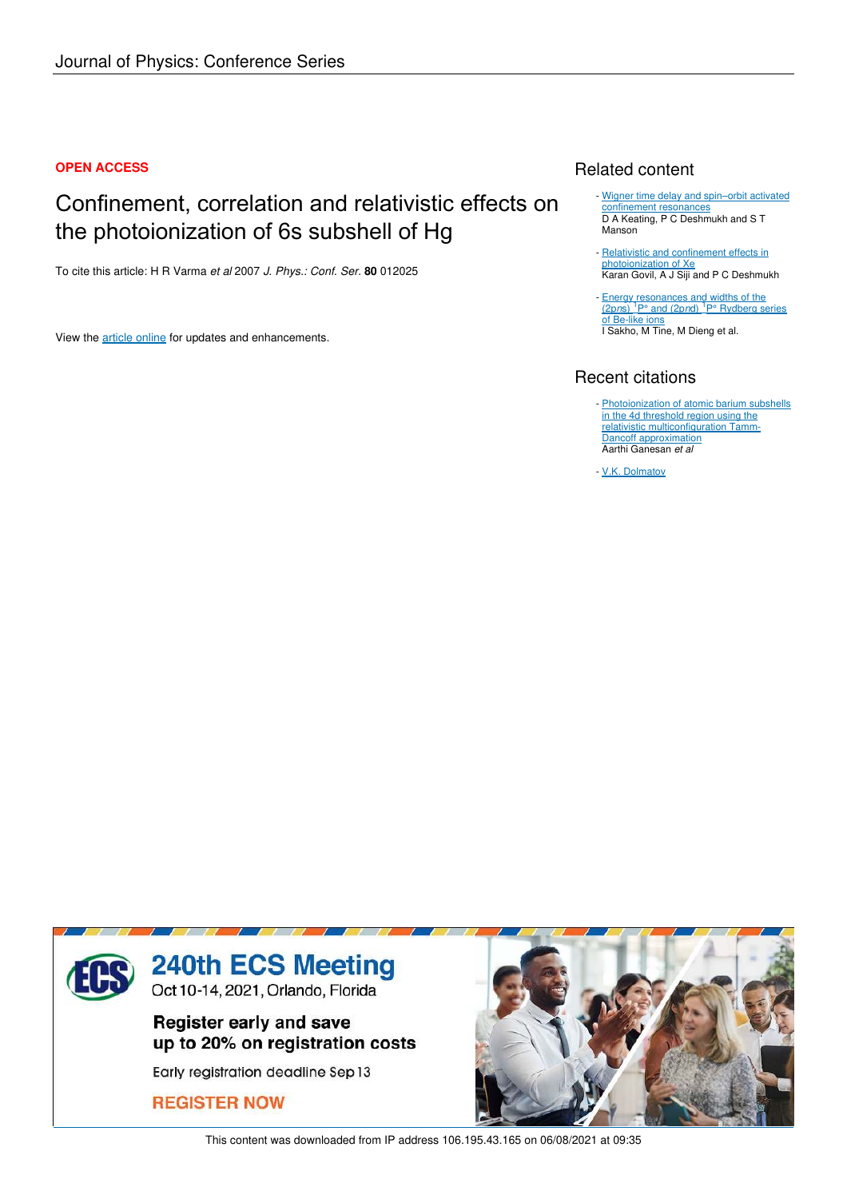Journal of Physics: Conference Series

**OPEN ACCESS**

# Confinement, correlation and relativistic effects on the photoionization of 6s subshell of Hg

To cite this article: H R Varma *et al* 2007 *J. Phys.: Conf. Ser.* **80** 012025

View the article online for updates and enhancements.

## Related content

- Wigner time delay and spin–orbit activated confinement resonances
  D A Keating, P C Deshmukh and S T Manson
- Relativistic and confinement effects in photoionization of Xe
  Karan Govil, A J Siji and P C Deshmukh
- Energy resonances and widths of the $(2pns)$ $^1P^o$ and $(2pnd)$ $^1P^o$ Rydberg series of Be-like ions
  I Sakho, M Tine, M Dieng et al.

## Recent citations

- Photoionization of atomic barium subshells in the 4d threshold region using the relativistic multiconfiguration Tamm-Dancoff approximation
  Aarthi Ganesan *et al*
- V.K. Dolmatov

240th ECS Meeting
Oct 10-14, 2021, Orlando, Florida

Register early and save up to 20% on registration costs

Early registration deadline Sep 13

REGISTER NOW

This content was downloaded from IP address 106.195.43.165 on 06/08/2021 at 09:35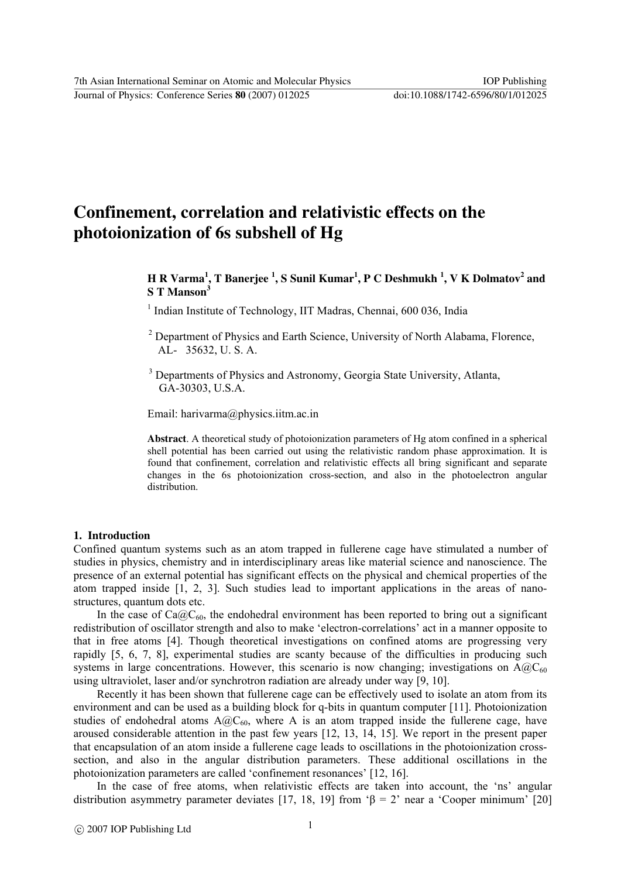# Confinement, correlation and relativistic effects on the photoionization of 6s subshell of Hg

**H R Varma[1], T Banerjee [1], S Sunil Kumar[1], P C Deshmukh [1], V K Dolmatov[2] and S T Manson[3]**

[1] Indian Institute of Technology, IIT Madras, Chennai, 600 036, India

[2] Department of Physics and Earth Science, University of North Alabama, Florence, AL- 35632, U. S. A.

[3] Departments of Physics and Astronomy, Georgia State University, Atlanta, GA-30303, U.S.A.

Email: harivarma@physics.iitm.ac.in

**Abstract**. A theoretical study of photoionization parameters of Hg atom confined in a spherical shell potential has been carried out using the relativistic random phase approximation. It is found that confinement, correlation and relativistic effects all bring significant and separate changes in the 6s photoionization cross-section, and also in the photoelectron angular distribution.

## 1. Introduction

Confined quantum systems such as an atom trapped in fullerene cage have stimulated a number of studies in physics, chemistry and in interdisciplinary areas like material science and nanoscience. The presence of an external potential has significant effects on the physical and chemical properties of the atom trapped inside [1, 2, 3]. Such studies lead to important applications in the areas of nano-structures, quantum dots etc.

In the case of $Ca@C_{60}$, the endohedral environment has been reported to bring out a significant redistribution of oscillator strength and also to make 'electron-correlations' act in a manner opposite to that in free atoms [4]. Though theoretical investigations on confined atoms are progressing very rapidly [5, 6, 7, 8], experimental studies are scanty because of the difficulties in producing such systems in large concentrations. However, this scenario is now changing; investigations on $A@C_{60}$ using ultraviolet, laser and/or synchrotron radiation are already under way [9, 10].

Recently it has been shown that fullerene cage can be effectively used to isolate an atom from its environment and can be used as a building block for q-bits in quantum computer [11]. Photoionization studies of endohedral atoms $A@C_{60}$, where A is an atom trapped inside the fullerene cage, have aroused considerable attention in the past few years [12, 13, 14, 15]. We report in the present paper that encapsulation of an atom inside a fullerene cage leads to oscillations in the photoionization cross-section, and also in the angular distribution parameters. These additional oscillations in the photoionization parameters are called 'confinement resonances' [12, 16].

In the case of free atoms, when relativistic effects are taken into account, the 'ns' angular distribution asymmetry parameter deviates [17, 18, 19] from '$\beta = 2$' near a 'Cooper minimum' [20]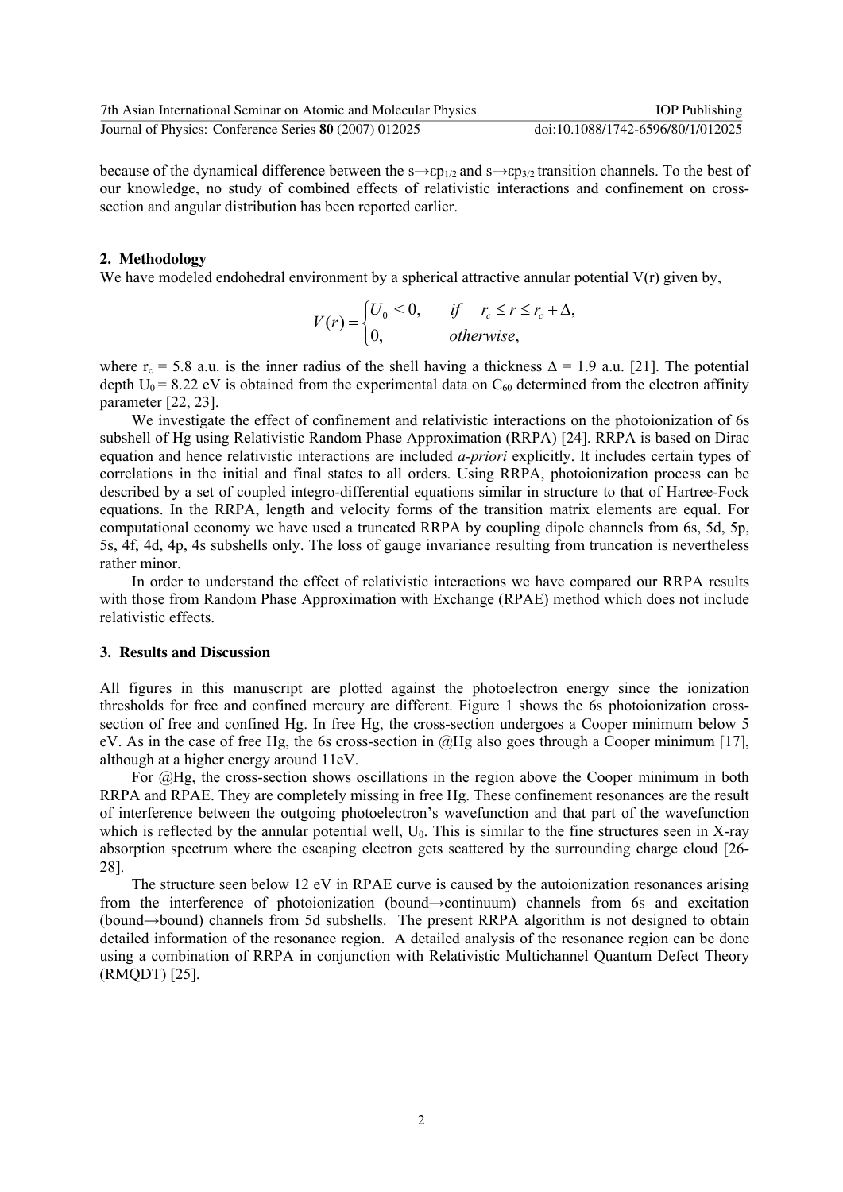because of the dynamical difference between the $s \rightarrow \varepsilon p_{1/2}$ and $s \rightarrow \varepsilon p_{3/2}$ transition channels. To the best of our knowledge, no study of combined effects of relativistic interactions and confinement on cross-section and angular distribution has been reported earlier.

## 2. Methodology

We have modeled endohedral environment by a spherical attractive annular potential V(r) given by,

$$V(r) = \begin{cases} U_0 < 0, & \text{if} \quad r_c \le r \le r_c + \Delta, \\ 0, & \text{otherwise}, \end{cases}$$

where $r_c$ = 5.8 a.u. is the inner radius of the shell having a thickness $\Delta$ = 1.9 a.u. [21]. The potential depth $U_0$ = 8.22 eV is obtained from the experimental data on $C_{60}$ determined from the electron affinity parameter [22, 23].

We investigate the effect of confinement and relativistic interactions on the photoionization of 6s subshell of Hg using Relativistic Random Phase Approximation (RRPA) [24]. RRPA is based on Dirac equation and hence relativistic interactions are included *a-priori* explicitly. It includes certain types of correlations in the initial and final states to all orders. Using RRPA, photoionization process can be described by a set of coupled integro-differential equations similar in structure to that of Hartree-Fock equations. In the RRPA, length and velocity forms of the transition matrix elements are equal. For computational economy we have used a truncated RRPA by coupling dipole channels from 6s, 5d, 5p, 5s, 4f, 4d, 4p, 4s subshells only. The loss of gauge invariance resulting from truncation is nevertheless rather minor.

In order to understand the effect of relativistic interactions we have compared our RRPA results with those from Random Phase Approximation with Exchange (RPAE) method which does not include relativistic effects.

## 3. Results and Discussion

All figures in this manuscript are plotted against the photoelectron energy since the ionization thresholds for free and confined mercury are different. Figure 1 shows the 6s photoionization cross-section of free and confined Hg. In free Hg, the cross-section undergoes a Cooper minimum below 5 eV. As in the case of free Hg, the 6s cross-section in @Hg also goes through a Cooper minimum [17], although at a higher energy around 11eV.

For @Hg, the cross-section shows oscillations in the region above the Cooper minimum in both RRPA and RPAE. They are completely missing in free Hg. These confinement resonances are the result of interference between the outgoing photoelectron's wavefunction and that part of the wavefunction which is reflected by the annular potential well, $U_0$. This is similar to the fine structures seen in X-ray absorption spectrum where the escaping electron gets scattered by the surrounding charge cloud [26-28].

The structure seen below 12 eV in RPAE curve is caused by the autoionization resonances arising from the interference of photoionization (bound→continuum) channels from 6s and excitation (bound→bound) channels from 5d subshells. The present RRPA algorithm is not designed to obtain detailed information of the resonance region. A detailed analysis of the resonance region can be done using a combination of RRPA in conjunction with Relativistic Multichannel Quantum Defect Theory (RMQDT) [25].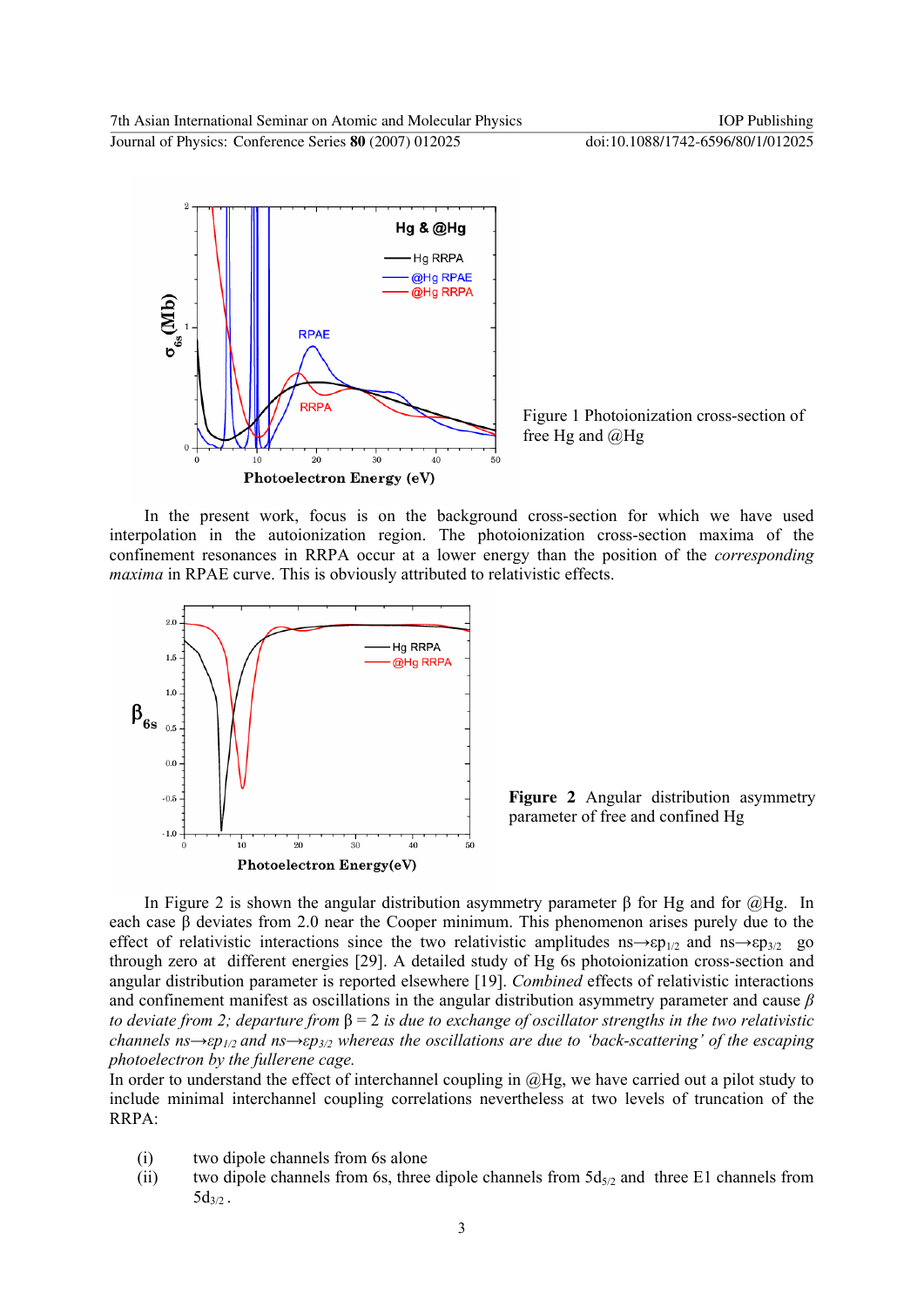Figure 1 Photoionization cross-section of free Hg and @Hg

In the present work, focus is on the background cross-section for which we have used interpolation in the autoionization region. The photoionization cross-section maxima of the confinement resonances in RRPA occur at a lower energy than the position of the *corresponding maxima* in RPAE curve. This is obviously attributed to relativistic effects.

**Figure 2** Angular distribution asymmetry parameter of free and confined Hg

In Figure 2 is shown the angular distribution asymmetry parameter β for Hg and for @Hg. In each case β deviates from 2.0 near the Cooper minimum. This phenomenon arises purely due to the effect of relativistic interactions since the two relativistic amplitudes $ns \rightarrow \varepsilon p_{1/2}$ and $ns \rightarrow \varepsilon p_{3/2}$ go through zero at different energies [29]. A detailed study of Hg 6s photoionization cross-section and angular distribution parameter is reported elsewhere [19]. *Combined* effects of relativistic interactions and confinement manifest as oscillations in the angular distribution asymmetry parameter and cause *β to deviate from 2; departure from* β = 2 *is due to exchange of oscillator strengths in the two relativistic channels* $ns \rightarrow \varepsilon p_{1/2}$ *and* $ns \rightarrow \varepsilon p_{3/2}$ *whereas the oscillations are due to 'back-scattering' of the escaping photoelectron by the fullerene cage.*

In order to understand the effect of interchannel coupling in @Hg, we have carried out a pilot study to include minimal interchannel coupling correlations nevertheless at two levels of truncation of the RRPA:

(i) two dipole channels from 6s alone

(ii) two dipole channels from 6s, three dipole channels from $5d_{5/2}$ and three E1 channels from $5d_{3/2}$.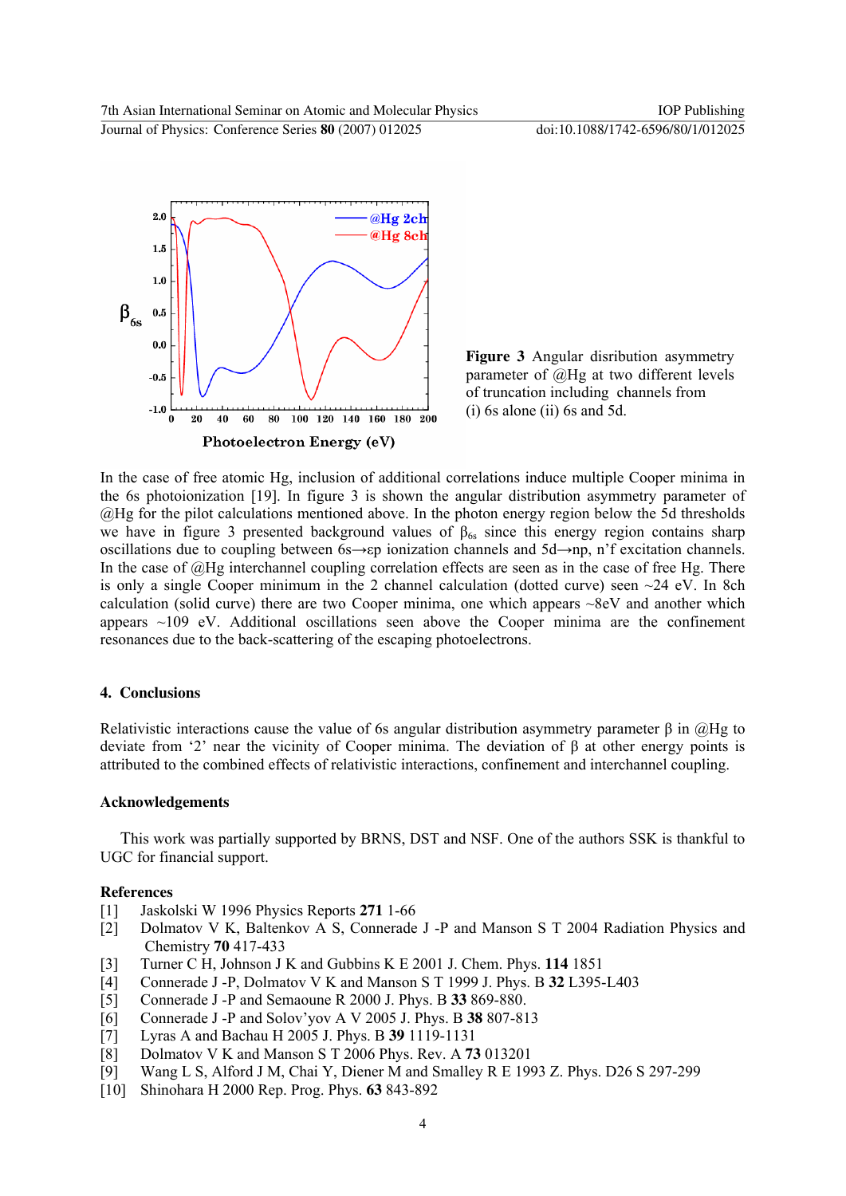**Figure 3** Angular disribution asymmetry parameter of @Hg at two different levels of truncation including channels from (i) 6s alone (ii) 6s and 5d.

In the case of free atomic Hg, inclusion of additional correlations induce multiple Cooper minima in the 6s photoionization [19]. In figure 3 is shown the angular distribution asymmetry parameter of @Hg for the pilot calculations mentioned above. In the photon energy region below the 5d thresholds we have in figure 3 presented background values of $\beta_{6s}$ since this energy region contains sharp oscillations due to coupling between 6s→εp ionization channels and 5d→np, n'f excitation channels. In the case of @Hg interchannel coupling correlation effects are seen as in the case of free Hg. There is only a single Cooper minimum in the 2 channel calculation (dotted curve) seen ~24 eV. In 8ch calculation (solid curve) there are two Cooper minima, one which appears ~8eV and another which appears ~109 eV. Additional oscillations seen above the Cooper minima are the confinement resonances due to the back-scattering of the escaping photoelectrons.

## 4. Conclusions

Relativistic interactions cause the value of 6s angular distribution asymmetry parameter β in @Hg to deviate from '2' near the vicinity of Cooper minima. The deviation of β at other energy points is attributed to the combined effects of relativistic interactions, confinement and interchannel coupling.

## Acknowledgements

This work was partially supported by BRNS, DST and NSF. One of the authors SSK is thankful to UGC for financial support.

## References

[1] Jaskolski W 1996 Physics Reports **271** 1-66
[2] Dolmatov V K, Baltenkov A S, Connerade J -P and Manson S T 2004 Radiation Physics and Chemistry **70** 417-433
[3] Turner C H, Johnson J K and Gubbins K E 2001 J. Chem. Phys. **114** 1851
[4] Connerade J -P, Dolmatov V K and Manson S T 1999 J. Phys. B **32** L395-L403
[5] Connerade J -P and Semaoune R 2000 J. Phys. B **33** 869-880.
[6] Connerade J -P and Solov'yov A V 2005 J. Phys. B **38** 807-813
[7] Lyras A and Bachau H 2005 J. Phys. B **39** 1119-1131
[8] Dolmatov V K and Manson S T 2006 Phys. Rev. A **73** 013201
[9] Wang L S, Alford J M, Chai Y, Diener M and Smalley R E 1993 Z. Phys. D26 S 297-299
[10] Shinohara H 2000 Rep. Prog. Phys. **63** 843-892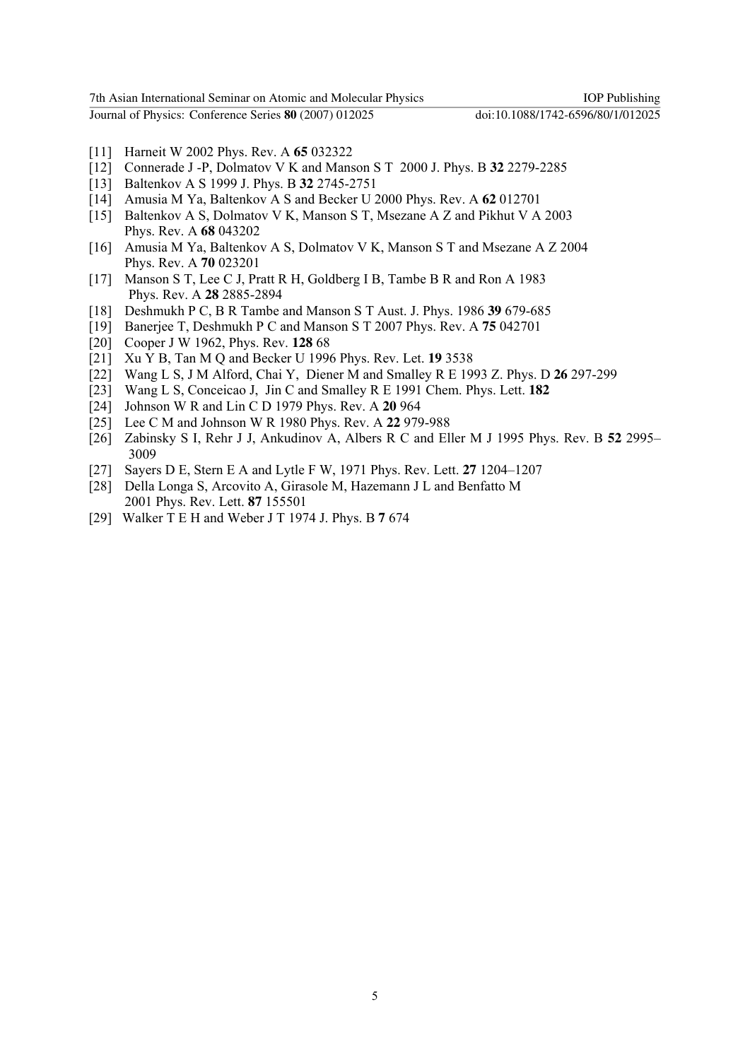[11] Harneit W 2002 Phys. Rev. A **65** 032322

[12] Connerade J -P, Dolmatov V K and Manson S T 2000 J. Phys. B **32** 2279-2285

[13] Baltenkov A S 1999 J. Phys. B **32** 2745-2751

[14] Amusia M Ya, Baltenkov A S and Becker U 2000 Phys. Rev. A **62** 012701

[15] Baltenkov A S, Dolmatov V K, Manson S T, Msezane A Z and Pikhut V A 2003 Phys. Rev. A **68** 043202

[16] Amusia M Ya, Baltenkov A S, Dolmatov V K, Manson S T and Msezane A Z 2004 Phys. Rev. A **70** 023201

[17] Manson S T, Lee C J, Pratt R H, Goldberg I B, Tambe B R and Ron A 1983 Phys. Rev. A **28** 2885-2894

[18] Deshmukh P C, B R Tambe and Manson S T Aust. J. Phys. 1986 **39** 679-685

[19] Banerjee T, Deshmukh P C and Manson S T 2007 Phys. Rev. A **75** 042701

[20] Cooper J W 1962, Phys. Rev. **128** 68

[21] Xu Y B, Tan M Q and Becker U 1996 Phys. Rev. Let. **19** 3538

[22] Wang L S, J M Alford, Chai Y, Diener M and Smalley R E 1993 Z. Phys. D **26** 297-299

[23] Wang L S, Conceicao J, Jin C and Smalley R E 1991 Chem. Phys. Lett. **182**

[24] Johnson W R and Lin C D 1979 Phys. Rev. A **20** 964

[25] Lee C M and Johnson W R 1980 Phys. Rev. A **22** 979-988

[26] Zabinsky S I, Rehr J J, Ankudinov A, Albers R C and Eller M J 1995 Phys. Rev. B **52** 2995–3009

[27] Sayers D E, Stern E A and Lytle F W, 1971 Phys. Rev. Lett. **27** 1204–1207

[28] Della Longa S, Arcovito A, Girasole M, Hazemann J L and Benfatto M 2001 Phys. Rev. Lett. **87** 155501

[29] Walker T E H and Weber J T 1974 J. Phys. B **7** 674